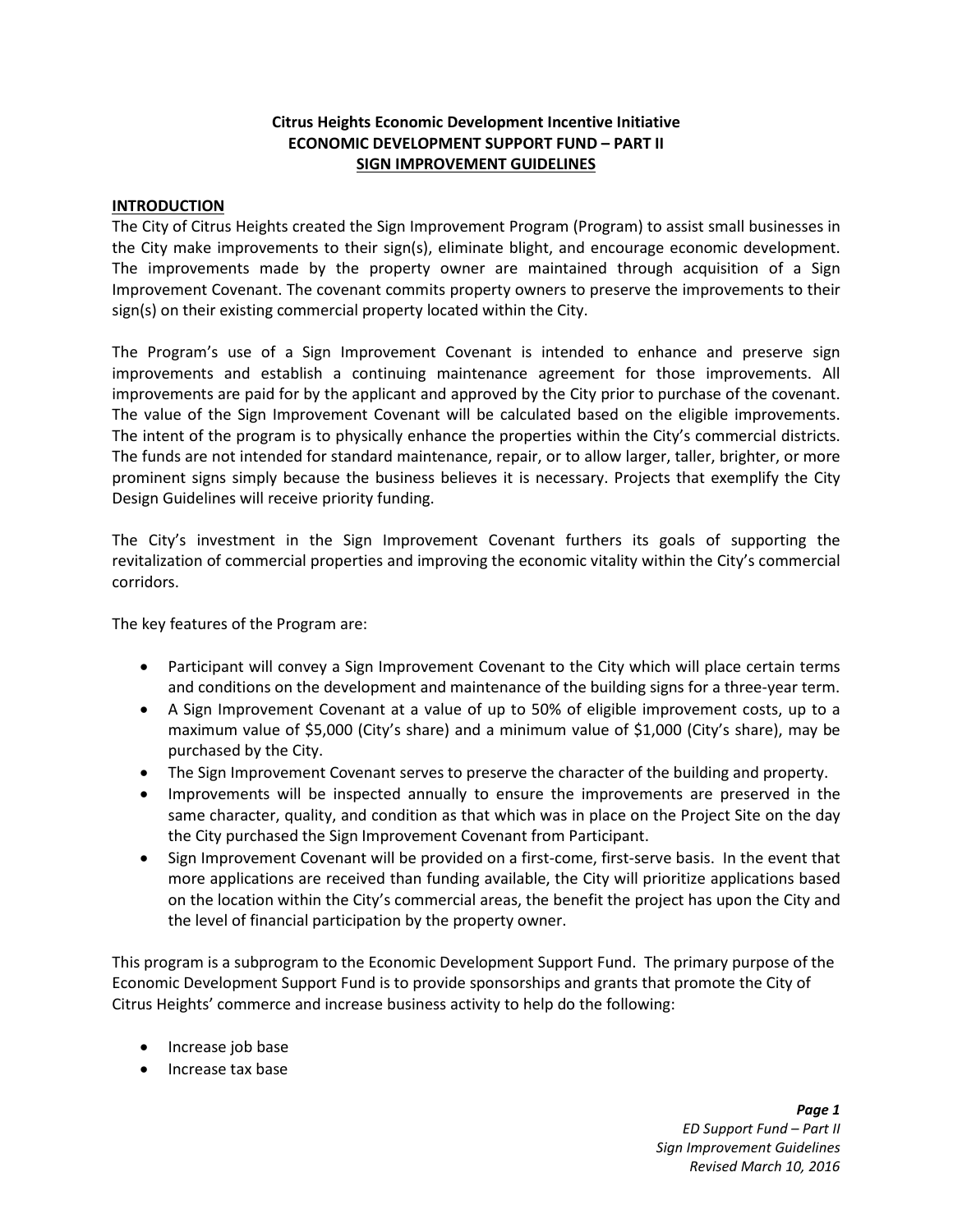**Citrus Heights Economic Development Incentive Initiative**
**ECONOMIC DEVELOPMENT SUPPORT FUND – PART II**
**SIGN IMPROVEMENT GUIDELINES**

## INTRODUCTION

The City of Citrus Heights created the Sign Improvement Program (Program) to assist small businesses in the City make improvements to their sign(s), eliminate blight, and encourage economic development. The improvements made by the property owner are maintained through acquisition of a Sign Improvement Covenant. The covenant commits property owners to preserve the improvements to their sign(s) on their existing commercial property located within the City.

The Program's use of a Sign Improvement Covenant is intended to enhance and preserve sign improvements and establish a continuing maintenance agreement for those improvements. All improvements are paid for by the applicant and approved by the City prior to purchase of the covenant. The value of the Sign Improvement Covenant will be calculated based on the eligible improvements. The intent of the program is to physically enhance the properties within the City's commercial districts. The funds are not intended for standard maintenance, repair, or to allow larger, taller, brighter, or more prominent signs simply because the business believes it is necessary. Projects that exemplify the City Design Guidelines will receive priority funding.

The City's investment in the Sign Improvement Covenant furthers its goals of supporting the revitalization of commercial properties and improving the economic vitality within the City's commercial corridors.

The key features of the Program are:

- Participant will convey a Sign Improvement Covenant to the City which will place certain terms and conditions on the development and maintenance of the building signs for a three-year term.
- A Sign Improvement Covenant at a value of up to 50% of eligible improvement costs, up to a maximum value of $5,000 (City's share) and a minimum value of $1,000 (City's share), may be purchased by the City.
- The Sign Improvement Covenant serves to preserve the character of the building and property.
- Improvements will be inspected annually to ensure the improvements are preserved in the same character, quality, and condition as that which was in place on the Project Site on the day the City purchased the Sign Improvement Covenant from Participant.
- Sign Improvement Covenant will be provided on a first-come, first-serve basis. In the event that more applications are received than funding available, the City will prioritize applications based on the location within the City's commercial areas, the benefit the project has upon the City and the level of financial participation by the property owner.

This program is a subprogram to the Economic Development Support Fund. The primary purpose of the Economic Development Support Fund is to provide sponsorships and grants that promote the City of Citrus Heights' commerce and increase business activity to help do the following:

- Increase job base
- Increase tax base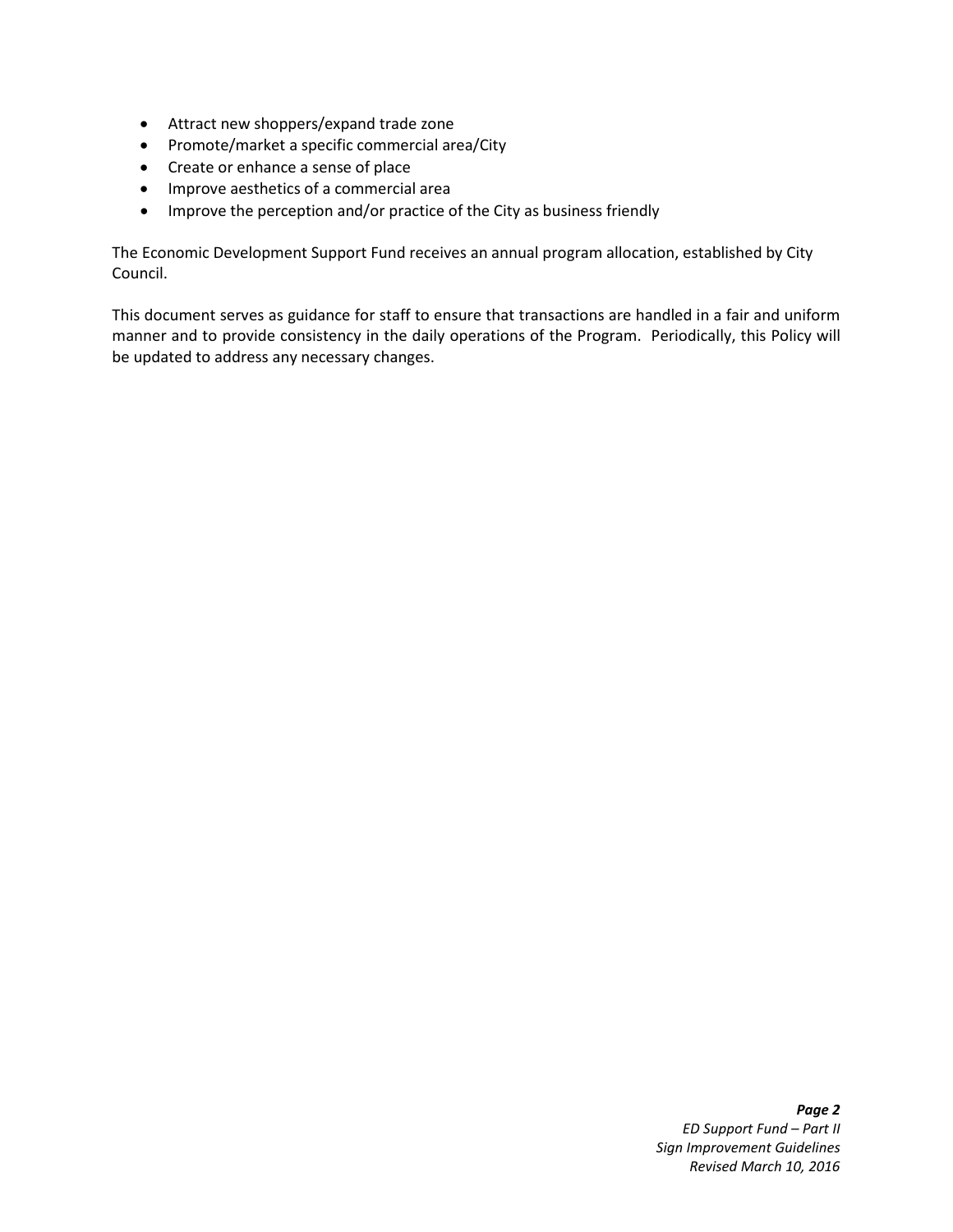- Attract new shoppers/expand trade zone
- Promote/market a specific commercial area/City
- Create or enhance a sense of place
- Improve aesthetics of a commercial area
- Improve the perception and/or practice of the City as business friendly

The Economic Development Support Fund receives an annual program allocation, established by City Council.

This document serves as guidance for staff to ensure that transactions are handled in a fair and uniform manner and to provide consistency in the daily operations of the Program. Periodically, this Policy will be updated to address any necessary changes.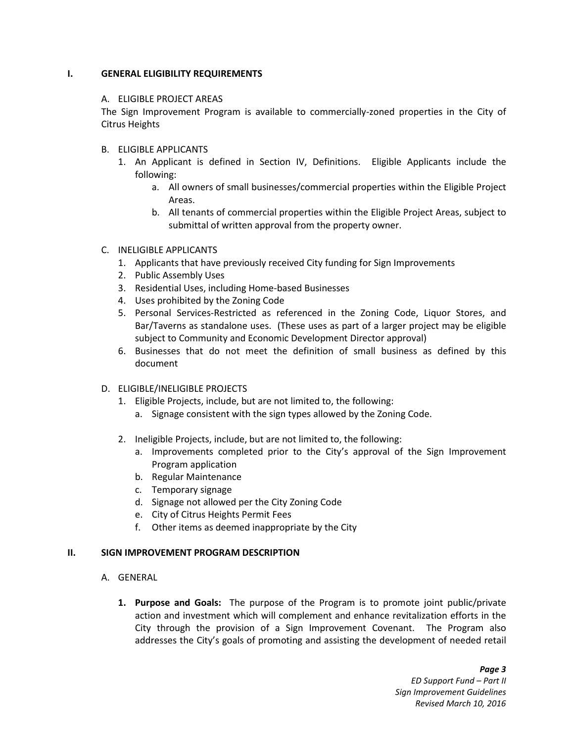## I. GENERAL ELIGIBILITY REQUIREMENTS

A. ELIGIBLE PROJECT AREAS

The Sign Improvement Program is available to commercially-zoned properties in the City of Citrus Heights

B. ELIGIBLE APPLICANTS

1. An Applicant is defined in Section IV, Definitions. Eligible Applicants include the following:
    a. All owners of small businesses/commercial properties within the Eligible Project Areas.
    b. All tenants of commercial properties within the Eligible Project Areas, subject to submittal of written approval from the property owner.

C. INELIGIBLE APPLICANTS

1. Applicants that have previously received City funding for Sign Improvements
2. Public Assembly Uses
3. Residential Uses, including Home-based Businesses
4. Uses prohibited by the Zoning Code
5. Personal Services-Restricted as referenced in the Zoning Code, Liquor Stores, and Bar/Taverns as standalone uses. (These uses as part of a larger project may be eligible subject to Community and Economic Development Director approval)
6. Businesses that do not meet the definition of small business as defined by this document

D. ELIGIBLE/INELIGIBLE PROJECTS

1. Eligible Projects, include, but are not limited to, the following:
    a. Signage consistent with the sign types allowed by the Zoning Code.
2. Ineligible Projects, include, but are not limited to, the following:
    a. Improvements completed prior to the City's approval of the Sign Improvement Program application
    b. Regular Maintenance
    c. Temporary signage
    d. Signage not allowed per the City Zoning Code
    e. City of Citrus Heights Permit Fees
    f. Other items as deemed inappropriate by the City

## II. SIGN IMPROVEMENT PROGRAM DESCRIPTION

A. GENERAL

1. **Purpose and Goals:** The purpose of the Program is to promote joint public/private action and investment which will complement and enhance revitalization efforts in the City through the provision of a Sign Improvement Covenant. The Program also addresses the City's goals of promoting and assisting the development of needed retail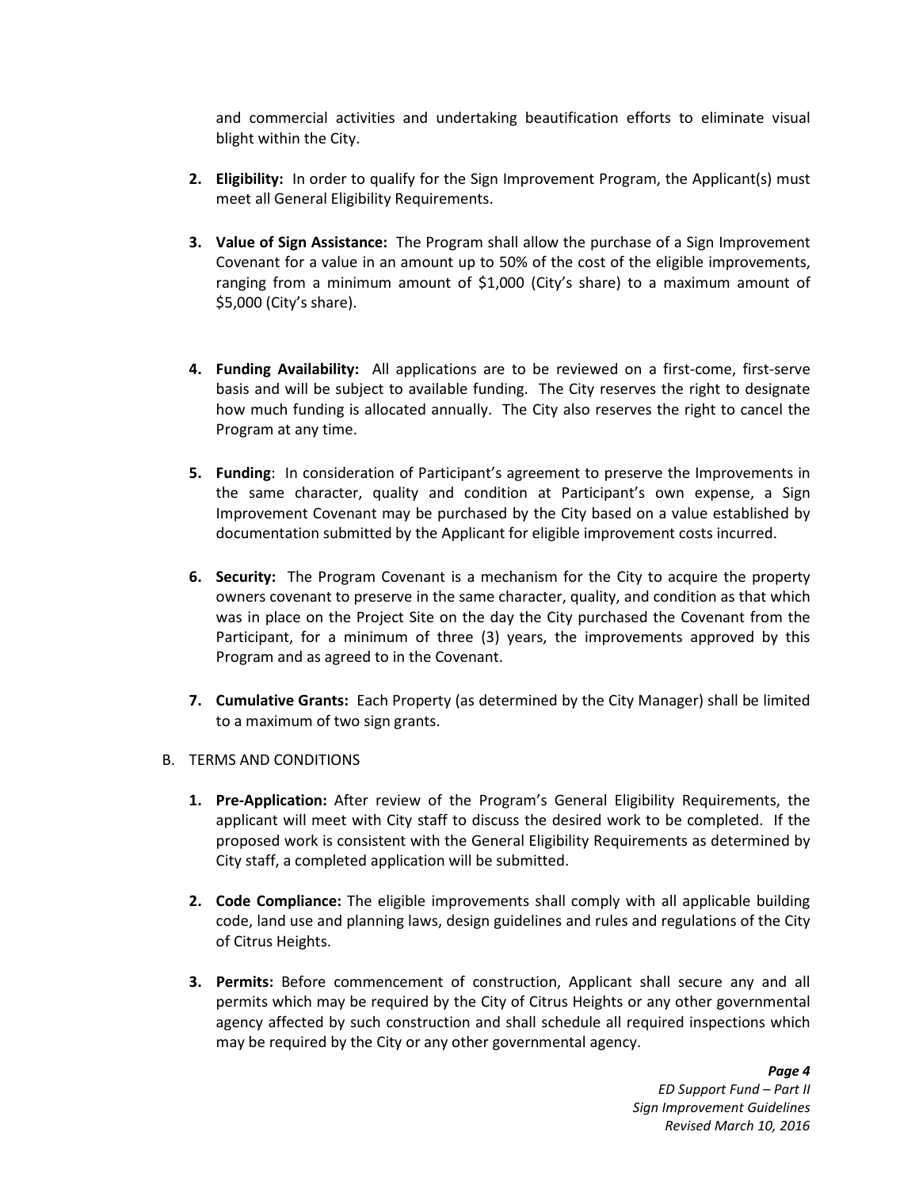and commercial activities and undertaking beautification efforts to eliminate visual blight within the City.

2. **Eligibility:** In order to qualify for the Sign Improvement Program, the Applicant(s) must meet all General Eligibility Requirements.

3. **Value of Sign Assistance:** The Program shall allow the purchase of a Sign Improvement Covenant for a value in an amount up to 50% of the cost of the eligible improvements, ranging from a minimum amount of $1,000 (City's share) to a maximum amount of $5,000 (City's share).

4. **Funding Availability:** All applications are to be reviewed on a first-come, first-serve basis and will be subject to available funding. The City reserves the right to designate how much funding is allocated annually. The City also reserves the right to cancel the Program at any time.

5. **Funding**: In consideration of Participant's agreement to preserve the Improvements in the same character, quality and condition at Participant's own expense, a Sign Improvement Covenant may be purchased by the City based on a value established by documentation submitted by the Applicant for eligible improvement costs incurred.

6. **Security:** The Program Covenant is a mechanism for the City to acquire the property owners covenant to preserve in the same character, quality, and condition as that which was in place on the Project Site on the day the City purchased the Covenant from the Participant, for a minimum of three (3) years, the improvements approved by this Program and as agreed to in the Covenant.

7. **Cumulative Grants:** Each Property (as determined by the City Manager) shall be limited to a maximum of two sign grants.

B. TERMS AND CONDITIONS

1. **Pre-Application:** After review of the Program's General Eligibility Requirements, the applicant will meet with City staff to discuss the desired work to be completed. If the proposed work is consistent with the General Eligibility Requirements as determined by City staff, a completed application will be submitted.

2. **Code Compliance:** The eligible improvements shall comply with all applicable building code, land use and planning laws, design guidelines and rules and regulations of the City of Citrus Heights.

3. **Permits:** Before commencement of construction, Applicant shall secure any and all permits which may be required by the City of Citrus Heights or any other governmental agency affected by such construction and shall schedule all required inspections which may be required by the City or any other governmental agency.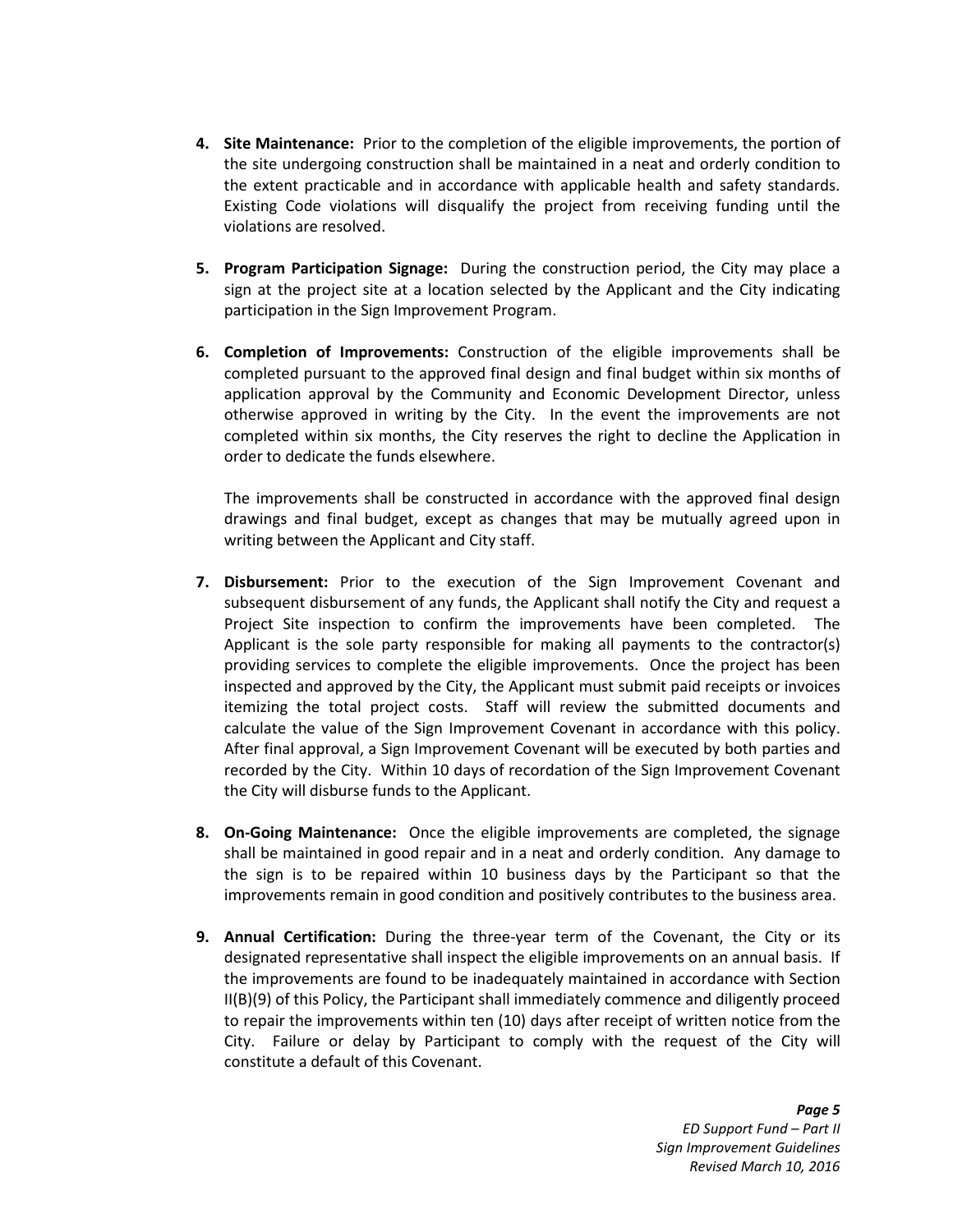4. **Site Maintenance:** Prior to the completion of the eligible improvements, the portion of the site undergoing construction shall be maintained in a neat and orderly condition to the extent practicable and in accordance with applicable health and safety standards. Existing Code violations will disqualify the project from receiving funding until the violations are resolved.

5. **Program Participation Signage:** During the construction period, the City may place a sign at the project site at a location selected by the Applicant and the City indicating participation in the Sign Improvement Program.

6. **Completion of Improvements:** Construction of the eligible improvements shall be completed pursuant to the approved final design and final budget within six months of application approval by the Community and Economic Development Director, unless otherwise approved in writing by the City. In the event the improvements are not completed within six months, the City reserves the right to decline the Application in order to dedicate the funds elsewhere.

   The improvements shall be constructed in accordance with the approved final design drawings and final budget, except as changes that may be mutually agreed upon in writing between the Applicant and City staff.

7. **Disbursement:** Prior to the execution of the Sign Improvement Covenant and subsequent disbursement of any funds, the Applicant shall notify the City and request a Project Site inspection to confirm the improvements have been completed. The Applicant is the sole party responsible for making all payments to the contractor(s) providing services to complete the eligible improvements. Once the project has been inspected and approved by the City, the Applicant must submit paid receipts or invoices itemizing the total project costs. Staff will review the submitted documents and calculate the value of the Sign Improvement Covenant in accordance with this policy. After final approval, a Sign Improvement Covenant will be executed by both parties and recorded by the City. Within 10 days of recordation of the Sign Improvement Covenant the City will disburse funds to the Applicant.

8. **On-Going Maintenance:** Once the eligible improvements are completed, the signage shall be maintained in good repair and in a neat and orderly condition. Any damage to the sign is to be repaired within 10 business days by the Participant so that the improvements remain in good condition and positively contributes to the business area.

9. **Annual Certification:** During the three-year term of the Covenant, the City or its designated representative shall inspect the eligible improvements on an annual basis. If the improvements are found to be inadequately maintained in accordance with Section II(B)(9) of this Policy, the Participant shall immediately commence and diligently proceed to repair the improvements within ten (10) days after receipt of written notice from the City. Failure or delay by Participant to comply with the request of the City will constitute a default of this Covenant.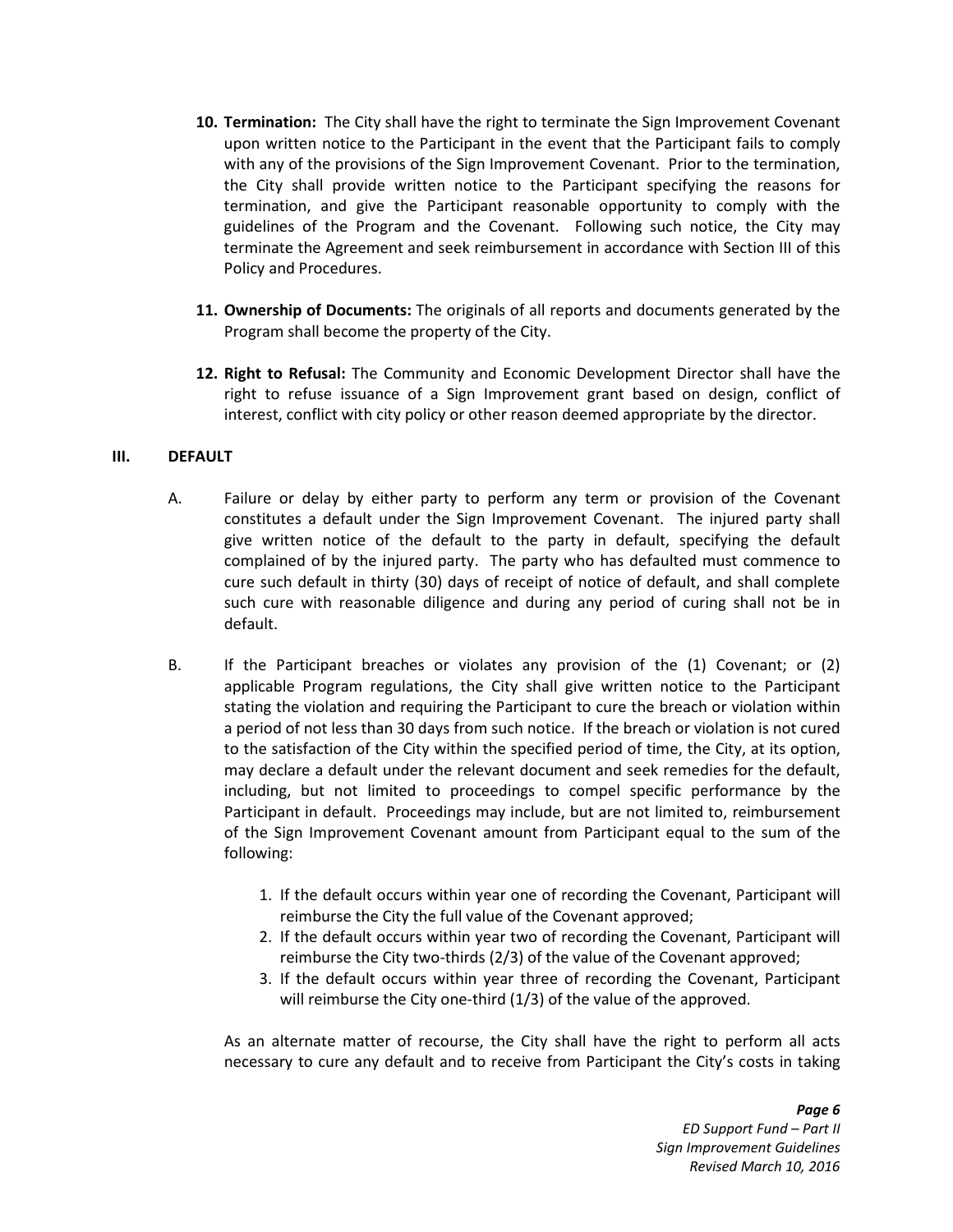10. **Termination:** The City shall have the right to terminate the Sign Improvement Covenant upon written notice to the Participant in the event that the Participant fails to comply with any of the provisions of the Sign Improvement Covenant. Prior to the termination, the City shall provide written notice to the Participant specifying the reasons for termination, and give the Participant reasonable opportunity to comply with the guidelines of the Program and the Covenant. Following such notice, the City may terminate the Agreement and seek reimbursement in accordance with Section III of this Policy and Procedures.

11. **Ownership of Documents:** The originals of all reports and documents generated by the Program shall become the property of the City.

12. **Right to Refusal:** The Community and Economic Development Director shall have the right to refuse issuance of a Sign Improvement grant based on design, conflict of interest, conflict with city policy or other reason deemed appropriate by the director.

## III. DEFAULT

A. Failure or delay by either party to perform any term or provision of the Covenant constitutes a default under the Sign Improvement Covenant. The injured party shall give written notice of the default to the party in default, specifying the default complained of by the injured party. The party who has defaulted must commence to cure such default in thirty (30) days of receipt of notice of default, and shall complete such cure with reasonable diligence and during any period of curing shall not be in default.

B. If the Participant breaches or violates any provision of the (1) Covenant; or (2) applicable Program regulations, the City shall give written notice to the Participant stating the violation and requiring the Participant to cure the breach or violation within a period of not less than 30 days from such notice. If the breach or violation is not cured to the satisfaction of the City within the specified period of time, the City, at its option, may declare a default under the relevant document and seek remedies for the default, including, but not limited to proceedings to compel specific performance by the Participant in default. Proceedings may include, but are not limited to, reimbursement of the Sign Improvement Covenant amount from Participant equal to the sum of the following:

   1. If the default occurs within year one of recording the Covenant, Participant will reimburse the City the full value of the Covenant approved;
   2. If the default occurs within year two of recording the Covenant, Participant will reimburse the City two-thirds (2/3) of the value of the Covenant approved;
   3. If the default occurs within year three of recording the Covenant, Participant will reimburse the City one-third (1/3) of the value of the approved.

   As an alternate matter of recourse, the City shall have the right to perform all acts necessary to cure any default and to receive from Participant the City's costs in taking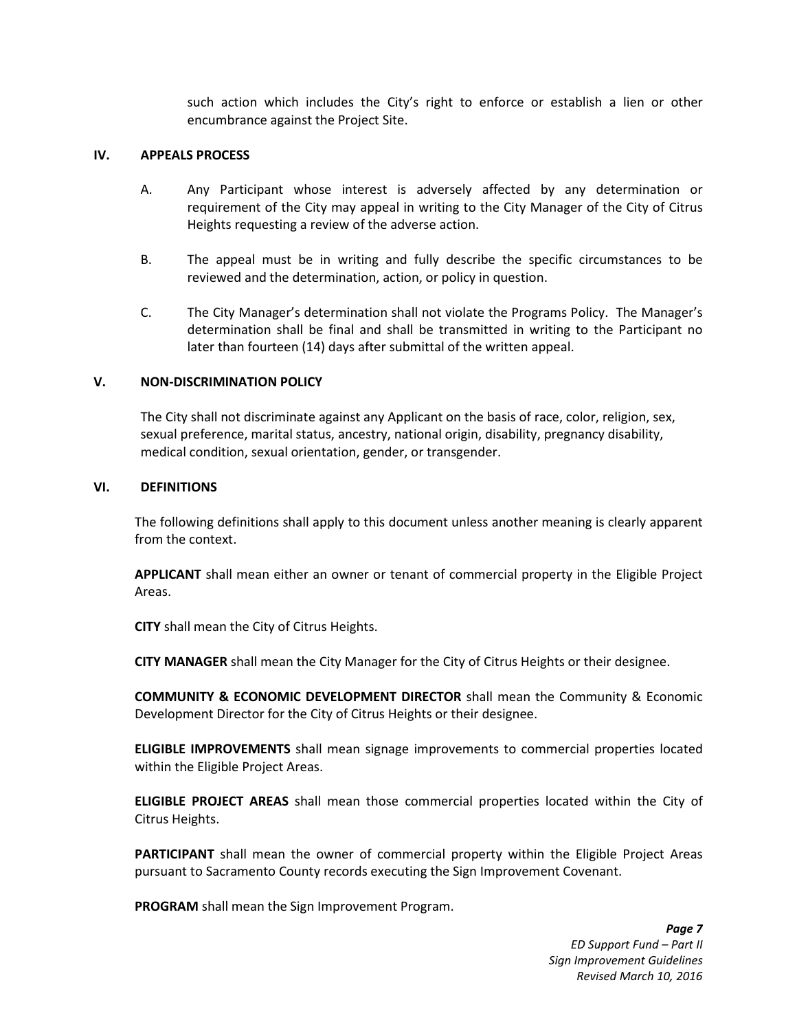such action which includes the City's right to enforce or establish a lien or other encumbrance against the Project Site.

## IV. APPEALS PROCESS

A. Any Participant whose interest is adversely affected by any determination or requirement of the City may appeal in writing to the City Manager of the City of Citrus Heights requesting a review of the adverse action.

B. The appeal must be in writing and fully describe the specific circumstances to be reviewed and the determination, action, or policy in question.

C. The City Manager's determination shall not violate the Programs Policy. The Manager's determination shall be final and shall be transmitted in writing to the Participant no later than fourteen (14) days after submittal of the written appeal.

## V. NON-DISCRIMINATION POLICY

The City shall not discriminate against any Applicant on the basis of race, color, religion, sex, sexual preference, marital status, ancestry, national origin, disability, pregnancy disability, medical condition, sexual orientation, gender, or transgender.

## VI. DEFINITIONS

The following definitions shall apply to this document unless another meaning is clearly apparent from the context.

**APPLICANT** shall mean either an owner or tenant of commercial property in the Eligible Project Areas.

**CITY** shall mean the City of Citrus Heights.

**CITY MANAGER** shall mean the City Manager for the City of Citrus Heights or their designee.

**COMMUNITY & ECONOMIC DEVELOPMENT DIRECTOR** shall mean the Community & Economic Development Director for the City of Citrus Heights or their designee.

**ELIGIBLE IMPROVEMENTS** shall mean signage improvements to commercial properties located within the Eligible Project Areas.

**ELIGIBLE PROJECT AREAS** shall mean those commercial properties located within the City of Citrus Heights.

**PARTICIPANT** shall mean the owner of commercial property within the Eligible Project Areas pursuant to Sacramento County records executing the Sign Improvement Covenant.

**PROGRAM** shall mean the Sign Improvement Program.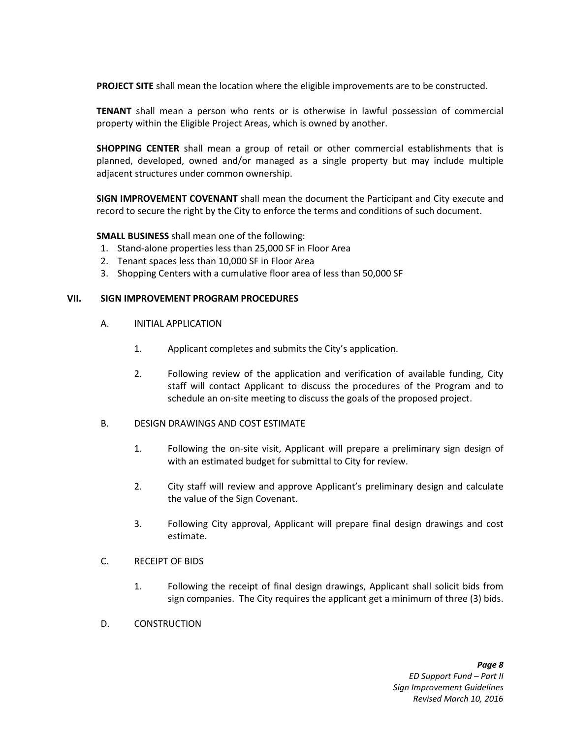**PROJECT SITE** shall mean the location where the eligible improvements are to be constructed.

**TENANT** shall mean a person who rents or is otherwise in lawful possession of commercial property within the Eligible Project Areas, which is owned by another.

**SHOPPING CENTER** shall mean a group of retail or other commercial establishments that is planned, developed, owned and/or managed as a single property but may include multiple adjacent structures under common ownership.

**SIGN IMPROVEMENT COVENANT** shall mean the document the Participant and City execute and record to secure the right by the City to enforce the terms and conditions of such document.

**SMALL BUSINESS** shall mean one of the following:

1. Stand-alone properties less than 25,000 SF in Floor Area
2. Tenant spaces less than 10,000 SF in Floor Area
3. Shopping Centers with a cumulative floor area of less than 50,000 SF

## VII. SIGN IMPROVEMENT PROGRAM PROCEDURES

### A. INITIAL APPLICATION

1. Applicant completes and submits the City's application.

2. Following review of the application and verification of available funding, City staff will contact Applicant to discuss the procedures of the Program and to schedule an on-site meeting to discuss the goals of the proposed project.

### B. DESIGN DRAWINGS AND COST ESTIMATE

1. Following the on-site visit, Applicant will prepare a preliminary sign design of with an estimated budget for submittal to City for review.

2. City staff will review and approve Applicant's preliminary design and calculate the value of the Sign Covenant.

3. Following City approval, Applicant will prepare final design drawings and cost estimate.

### C. RECEIPT OF BIDS

1. Following the receipt of final design drawings, Applicant shall solicit bids from sign companies. The City requires the applicant get a minimum of three (3) bids.

### D. CONSTRUCTION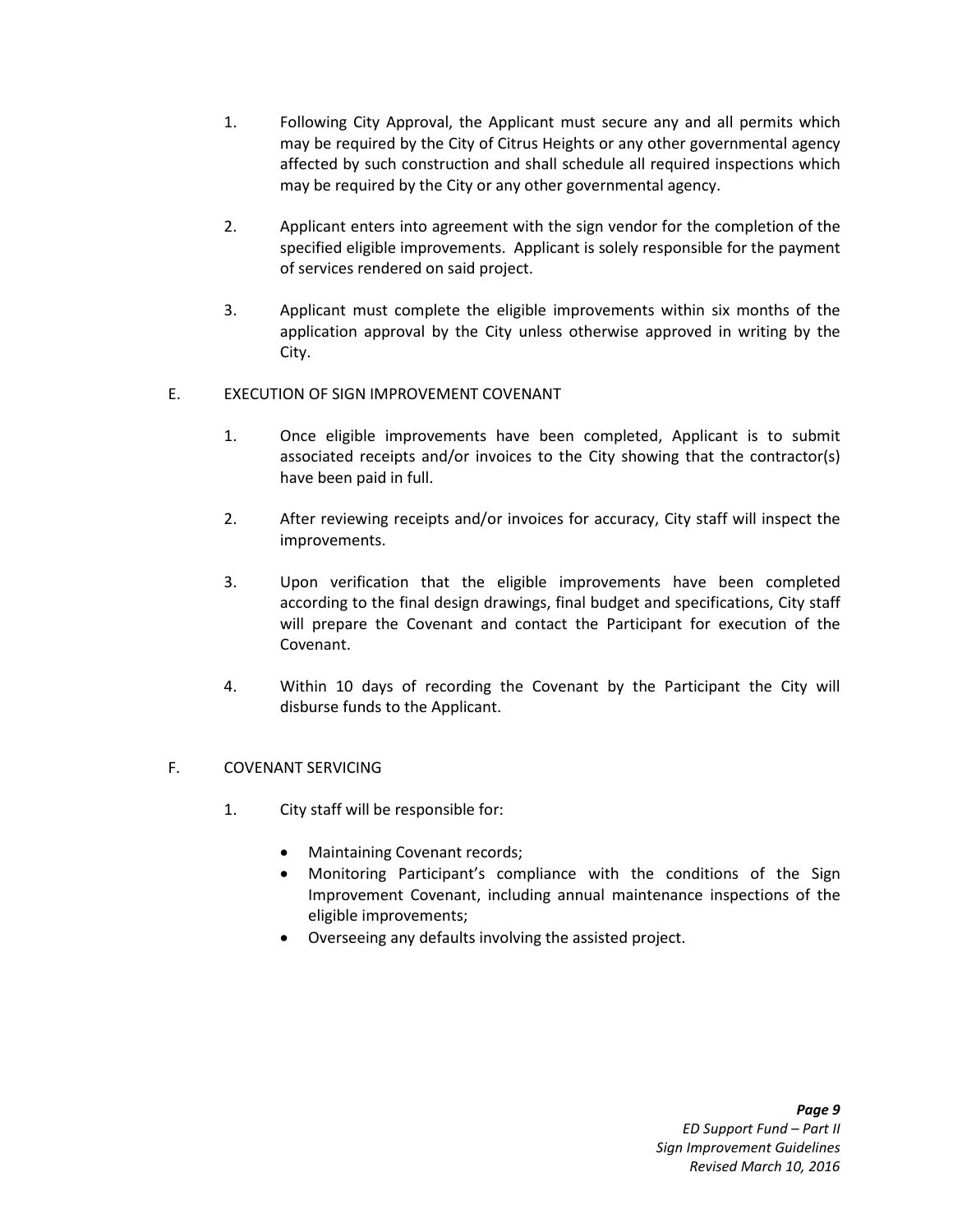1. Following City Approval, the Applicant must secure any and all permits which may be required by the City of Citrus Heights or any other governmental agency affected by such construction and shall schedule all required inspections which may be required by the City or any other governmental agency.

2. Applicant enters into agreement with the sign vendor for the completion of the specified eligible improvements. Applicant is solely responsible for the payment of services rendered on said project.

3. Applicant must complete the eligible improvements within six months of the application approval by the City unless otherwise approved in writing by the City.

## E. EXECUTION OF SIGN IMPROVEMENT COVENANT

1. Once eligible improvements have been completed, Applicant is to submit associated receipts and/or invoices to the City showing that the contractor(s) have been paid in full.

2. After reviewing receipts and/or invoices for accuracy, City staff will inspect the improvements.

3. Upon verification that the eligible improvements have been completed according to the final design drawings, final budget and specifications, City staff will prepare the Covenant and contact the Participant for execution of the Covenant.

4. Within 10 days of recording the Covenant by the Participant the City will disburse funds to the Applicant.

## F. COVENANT SERVICING

1. City staff will be responsible for:

   - Maintaining Covenant records;
   - Monitoring Participant's compliance with the conditions of the Sign Improvement Covenant, including annual maintenance inspections of the eligible improvements;
   - Overseeing any defaults involving the assisted project.